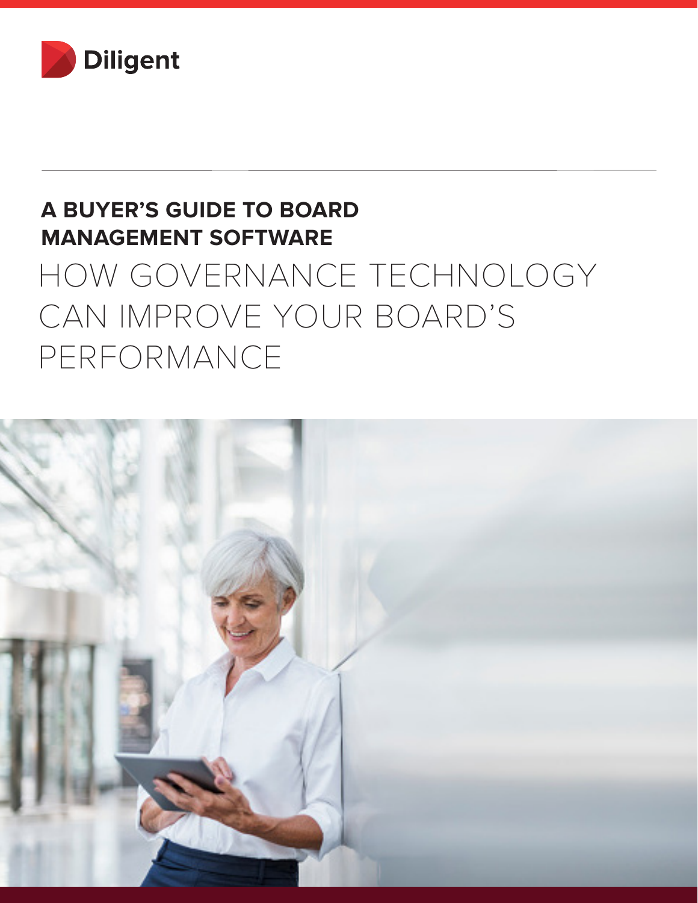Diligent

# A BUYER'S GUIDE TO BOARD MANAGEMENT SOFTWARE

## HOW GOVERNANCE TECHNOLOGY CAN IMPROVE YOUR BOARD'S PERFORMANCE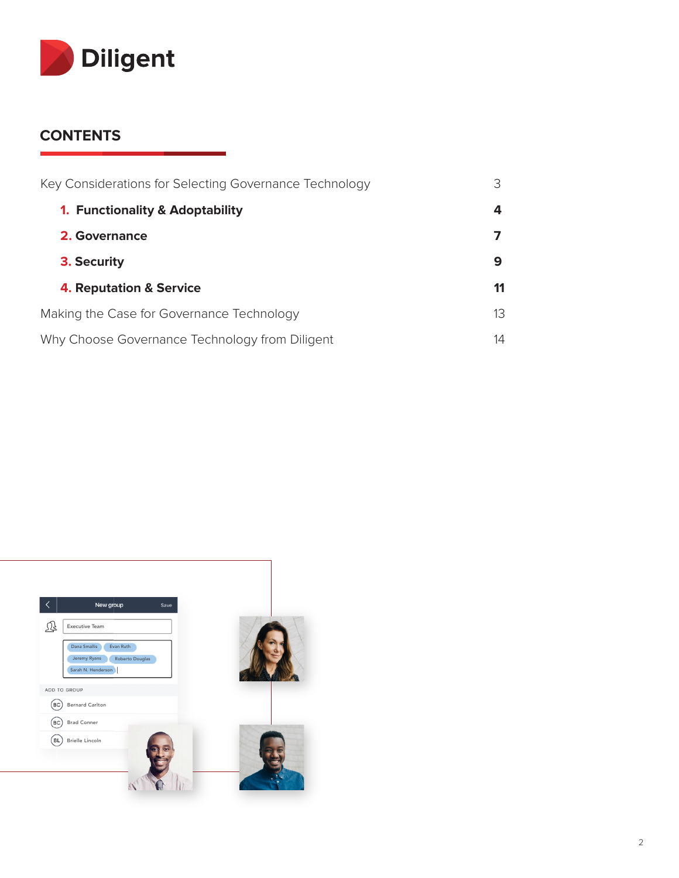# CONTENTS

| | |
|---|---|
| Key Considerations for Selecting Governance Technology | 3 |
| **1. Functionality & Adoptability** | **4** |
| **2. Governance** | **7** |
| **3. Security** | **9** |
| **4. Reputation & Service** | **11** |
| Making the Case for Governance Technology | 13 |
| Why Choose Governance Technology from Diligent | 14 |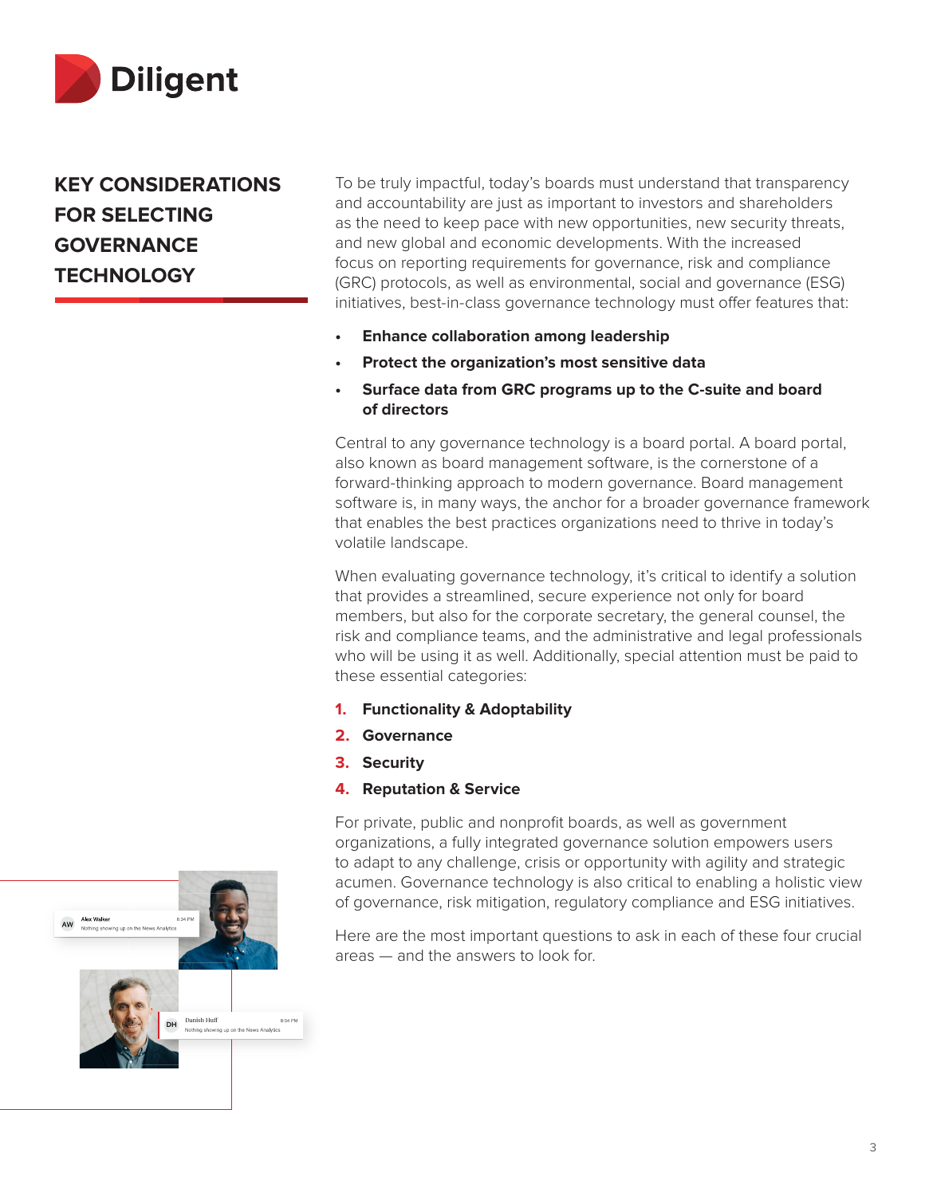# KEY CONSIDERATIONS FOR SELECTING GOVERNANCE TECHNOLOGY

To be truly impactful, today's boards must understand that transparency and accountability are just as important to investors and shareholders as the need to keep pace with new opportunities, new security threats, and new global and economic developments. With the increased focus on reporting requirements for governance, risk and compliance (GRC) protocols, as well as environmental, social and governance (ESG) initiatives, best-in-class governance technology must offer features that:

- **Enhance collaboration among leadership**
- **Protect the organization's most sensitive data**
- **Surface data from GRC programs up to the C-suite and board of directors**

Central to any governance technology is a board portal. A board portal, also known as board management software, is the cornerstone of a forward-thinking approach to modern governance. Board management software is, in many ways, the anchor for a broader governance framework that enables the best practices organizations need to thrive in today's volatile landscape.

When evaluating governance technology, it's critical to identify a solution that provides a streamlined, secure experience not only for board members, but also for the corporate secretary, the general counsel, the risk and compliance teams, and the administrative and legal professionals who will be using it as well. Additionally, special attention must be paid to these essential categories:

1. **Functionality & Adoptability**
2. **Governance**
3. **Security**
4. **Reputation & Service**

For private, public and nonprofit boards, as well as government organizations, a fully integrated governance solution empowers users to adapt to any challenge, crisis or opportunity with agility and strategic acumen. Governance technology is also critical to enabling a holistic view of governance, risk mitigation, regulatory compliance and ESG initiatives.

Here are the most important questions to ask in each of these four crucial areas — and the answers to look for.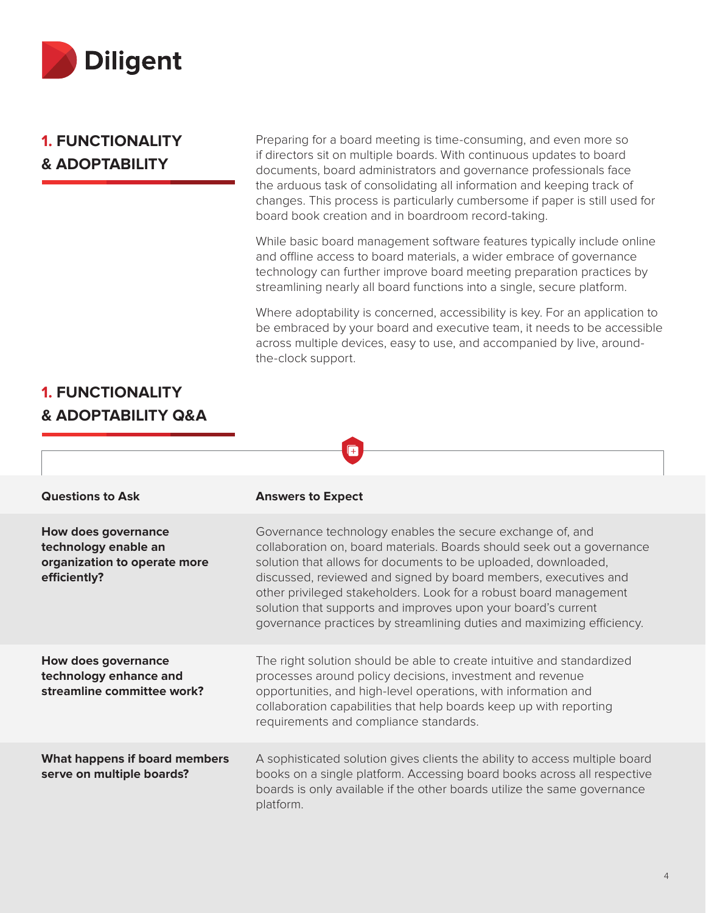## 1. FUNCTIONALITY & ADOPTABILITY

Preparing for a board meeting is time-consuming, and even more so if directors sit on multiple boards. With continuous updates to board documents, board administrators and governance professionals face the arduous task of consolidating all information and keeping track of changes. This process is particularly cumbersome if paper is still used for board book creation and in boardroom record-taking.

While basic board management software features typically include online and offline access to board materials, a wider embrace of governance technology can further improve board meeting preparation practices by streamlining nearly all board functions into a single, secure platform.

Where adoptability is concerned, accessibility is key. For an application to be embraced by your board and executive team, it needs to be accessible across multiple devices, easy to use, and accompanied by live, around-the-clock support.

## 1. FUNCTIONALITY & ADOPTABILITY Q&A

| Questions to Ask | Answers to Expect |
| --- | --- |
| **How does governance technology enable an organization to operate more efficiently?** | Governance technology enables the secure exchange of, and collaboration on, board materials. Boards should seek out a governance solution that allows for documents to be uploaded, downloaded, discussed, reviewed and signed by board members, executives and other privileged stakeholders. Look for a robust board management solution that supports and improves upon your board's current governance practices by streamlining duties and maximizing efficiency. |
| **How does governance technology enhance and streamline committee work?** | The right solution should be able to create intuitive and standardized processes around policy decisions, investment and revenue opportunities, and high-level operations, with information and collaboration capabilities that help boards keep up with reporting requirements and compliance standards. |
| **What happens if board members serve on multiple boards?** | A sophisticated solution gives clients the ability to access multiple board books on a single platform. Accessing board books across all respective boards is only available if the other boards utilize the same governance platform. |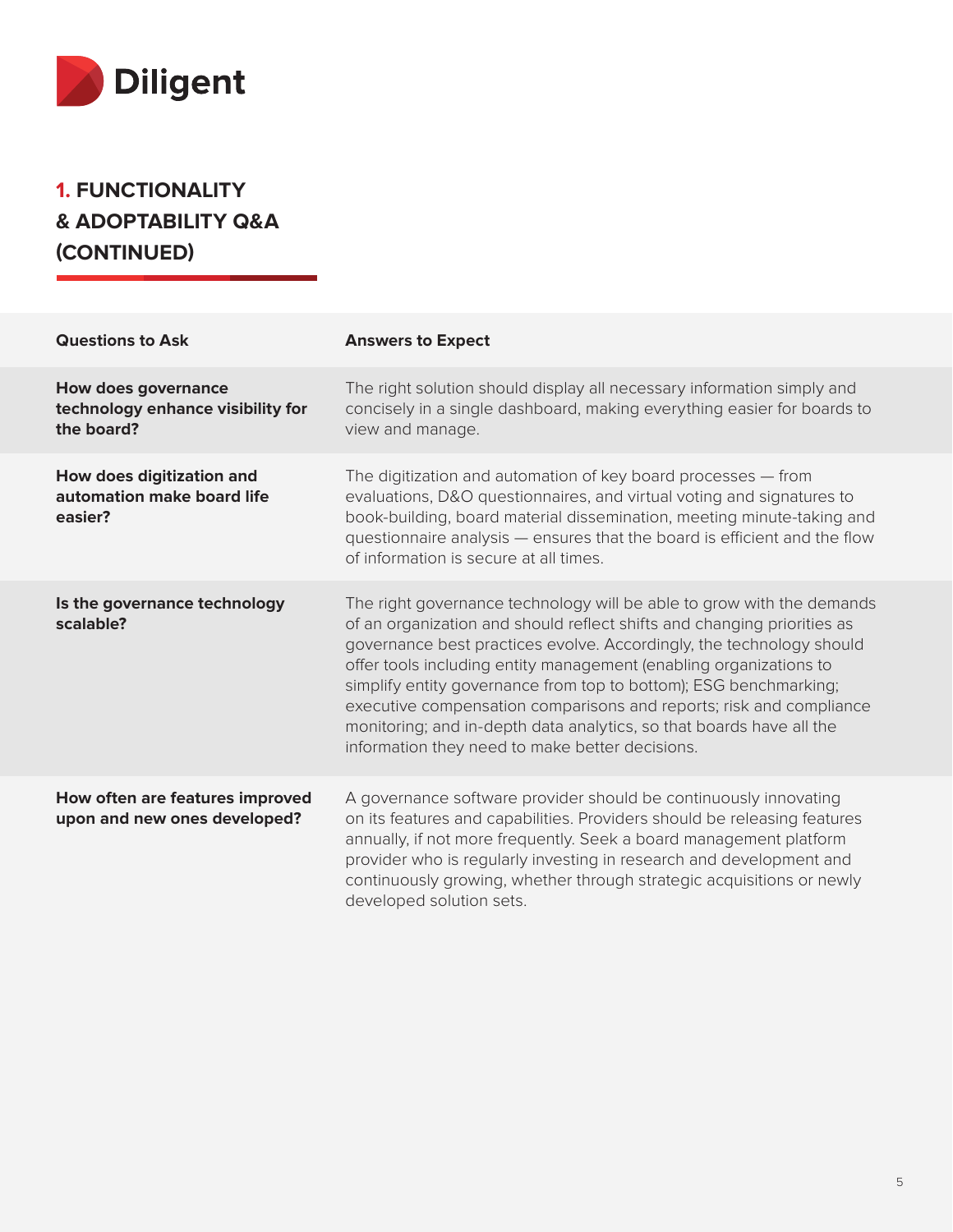Diligent

## 1. FUNCTIONALITY & ADOPTABILITY Q&A (CONTINUED)

| Questions to Ask | Answers to Expect |
| --- | --- |
| **How does governance technology enhance visibility for the board?** | The right solution should display all necessary information simply and concisely in a single dashboard, making everything easier for boards to view and manage. |
| **How does digitization and automation make board life easier?** | The digitization and automation of key board processes — from evaluations, D&O questionnaires, and virtual voting and signatures to book-building, board material dissemination, meeting minute-taking and questionnaire analysis — ensures that the board is efficient and the flow of information is secure at all times. |
| **Is the governance technology scalable?** | The right governance technology will be able to grow with the demands of an organization and should reflect shifts and changing priorities as governance best practices evolve. Accordingly, the technology should offer tools including entity management (enabling organizations to simplify entity governance from top to bottom); ESG benchmarking; executive compensation comparisons and reports; risk and compliance monitoring; and in-depth data analytics, so that boards have all the information they need to make better decisions. |
| **How often are features improved upon and new ones developed?** | A governance software provider should be continuously innovating on its features and capabilities. Providers should be releasing features annually, if not more frequently. Seek a board management platform provider who is regularly investing in research and development and continuously growing, whether through strategic acquisitions or newly developed solution sets. |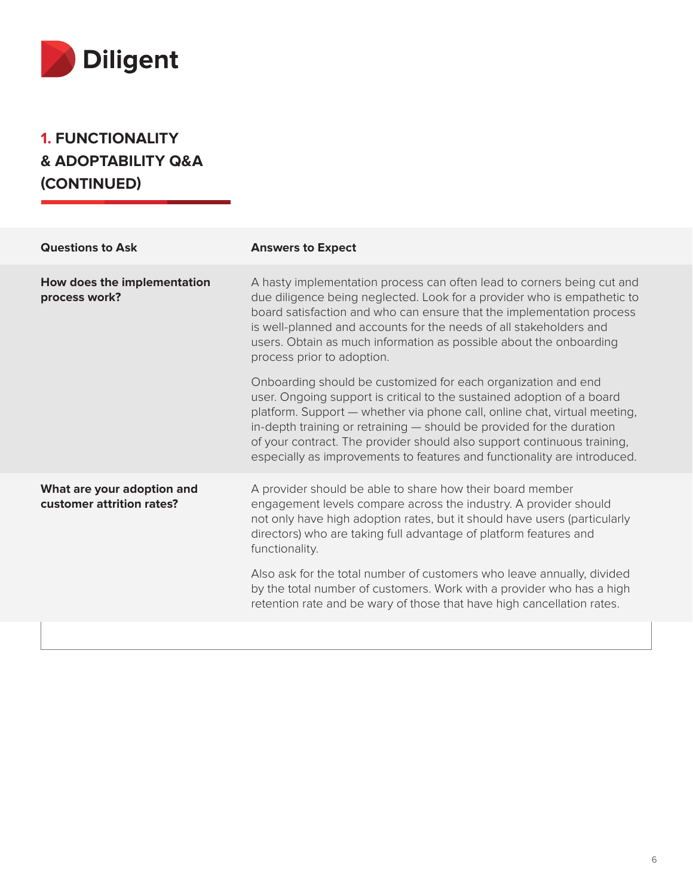## 1. FUNCTIONALITY & ADOPTABILITY Q&A (CONTINUED)

| Questions to Ask | Answers to Expect |
| --- | --- |
| **How does the implementation process work?** | A hasty implementation process can often lead to corners being cut and due diligence being neglected. Look for a provider who is empathetic to board satisfaction and who can ensure that the implementation process is well-planned and accounts for the needs of all stakeholders and users. Obtain as much information as possible about the onboarding process prior to adoption.<br><br>Onboarding should be customized for each organization and end user. Ongoing support is critical to the sustained adoption of a board platform. Support — whether via phone call, online chat, virtual meeting, in-depth training or retraining — should be provided for the duration of your contract. The provider should also support continuous training, especially as improvements to features and functionality are introduced. |
| **What are your adoption and customer attrition rates?** | A provider should be able to share how their board member engagement levels compare across the industry. A provider should not only have high adoption rates, but it should have users (particularly directors) who are taking full advantage of platform features and functionality.<br><br>Also ask for the total number of customers who leave annually, divided by the total number of customers. Work with a provider who has a high retention rate and be wary of those that have high cancellation rates. |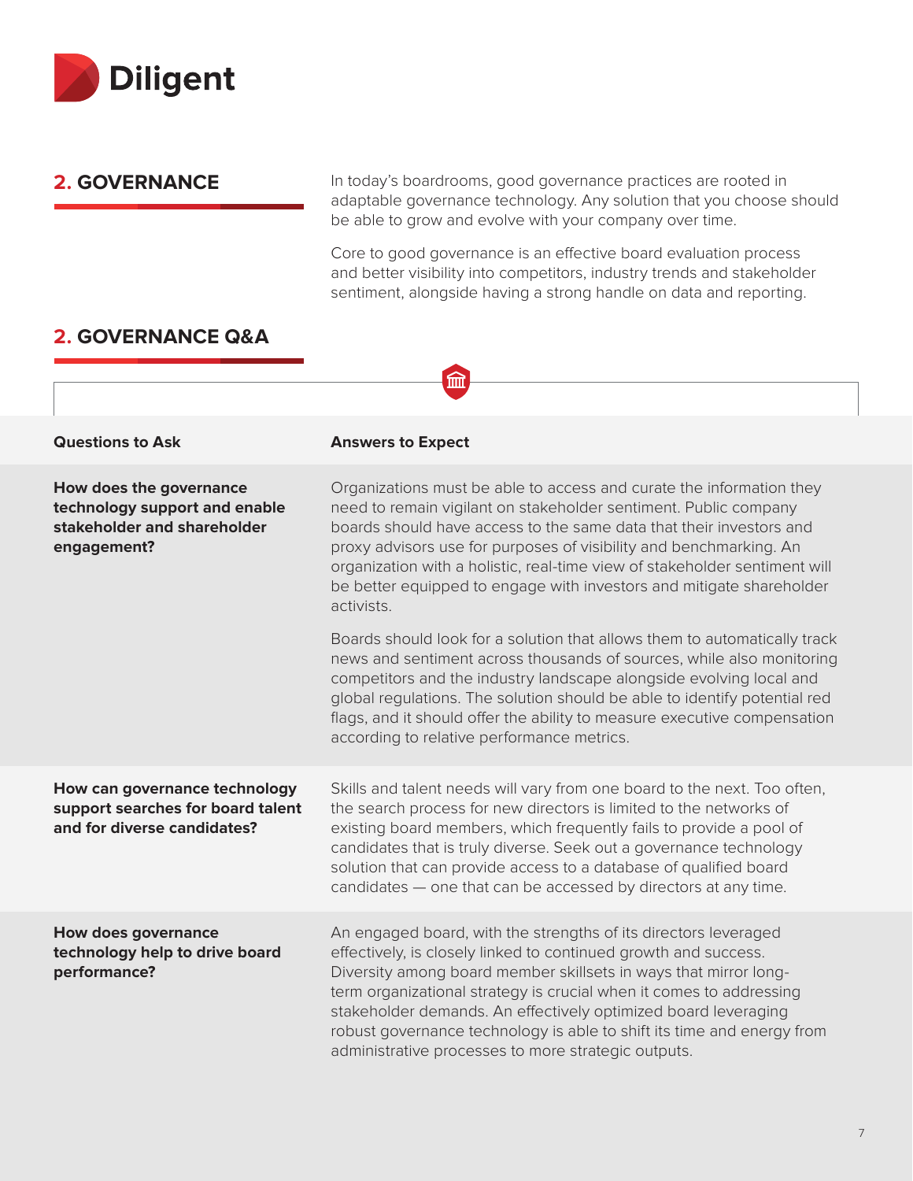## 2. GOVERNANCE

In today's boardrooms, good governance practices are rooted in adaptable governance technology. Any solution that you choose should be able to grow and evolve with your company over time.

Core to good governance is an effective board evaluation process and better visibility into competitors, industry trends and stakeholder sentiment, alongside having a strong handle on data and reporting.

## 2. GOVERNANCE Q&A

| Questions to Ask | Answers to Expect |
|---|---|
| **How does the governance technology support and enable stakeholder and shareholder engagement?** | Organizations must be able to access and curate the information they need to remain vigilant on stakeholder sentiment. Public company boards should have access to the same data that their investors and proxy advisors use for purposes of visibility and benchmarking. An organization with a holistic, real-time view of stakeholder sentiment will be better equipped to engage with investors and mitigate shareholder activists.<br><br>Boards should look for a solution that allows them to automatically track news and sentiment across thousands of sources, while also monitoring competitors and the industry landscape alongside evolving local and global regulations. The solution should be able to identify potential red flags, and it should offer the ability to measure executive compensation according to relative performance metrics. |
| **How can governance technology support searches for board talent and for diverse candidates?** | Skills and talent needs will vary from one board to the next. Too often, the search process for new directors is limited to the networks of existing board members, which frequently fails to provide a pool of candidates that is truly diverse. Seek out a governance technology solution that can provide access to a database of qualified board candidates — one that can be accessed by directors at any time. |
| **How does governance technology help to drive board performance?** | An engaged board, with the strengths of its directors leveraged effectively, is closely linked to continued growth and success. Diversity among board member skillsets in ways that mirror long-term organizational strategy is crucial when it comes to addressing stakeholder demands. An effectively optimized board leveraging robust governance technology is able to shift its time and energy from administrative processes to more strategic outputs. |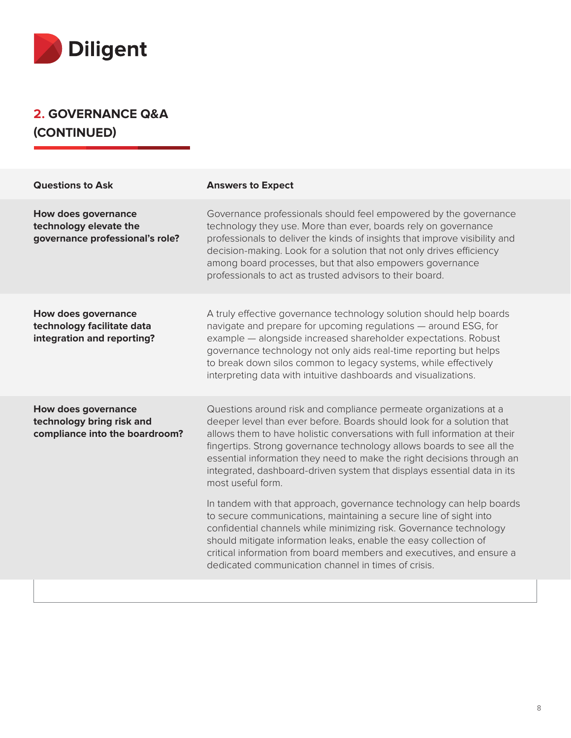## 2. GOVERNANCE Q&A (CONTINUED)

| Questions to Ask | Answers to Expect |
|---|---|
| **How does governance technology elevate the governance professional's role?** | Governance professionals should feel empowered by the governance technology they use. More than ever, boards rely on governance professionals to deliver the kinds of insights that improve visibility and decision-making. Look for a solution that not only drives efficiency among board processes, but that also empowers governance professionals to act as trusted advisors to their board. |
| **How does governance technology facilitate data integration and reporting?** | A truly effective governance technology solution should help boards navigate and prepare for upcoming regulations — around ESG, for example — alongside increased shareholder expectations. Robust governance technology not only aids real-time reporting but helps to break down silos common to legacy systems, while effectively interpreting data with intuitive dashboards and visualizations. |
| **How does governance technology bring risk and compliance into the boardroom?** | Questions around risk and compliance permeate organizations at a deeper level than ever before. Boards should look for a solution that allows them to have holistic conversations with full information at their fingertips. Strong governance technology allows boards to see all the essential information they need to make the right decisions through an integrated, dashboard-driven system that displays essential data in its most useful form.<br><br>In tandem with that approach, governance technology can help boards to secure communications, maintaining a secure line of sight into confidential channels while minimizing risk. Governance technology should mitigate information leaks, enable the easy collection of critical information from board members and executives, and ensure a dedicated communication channel in times of crisis. |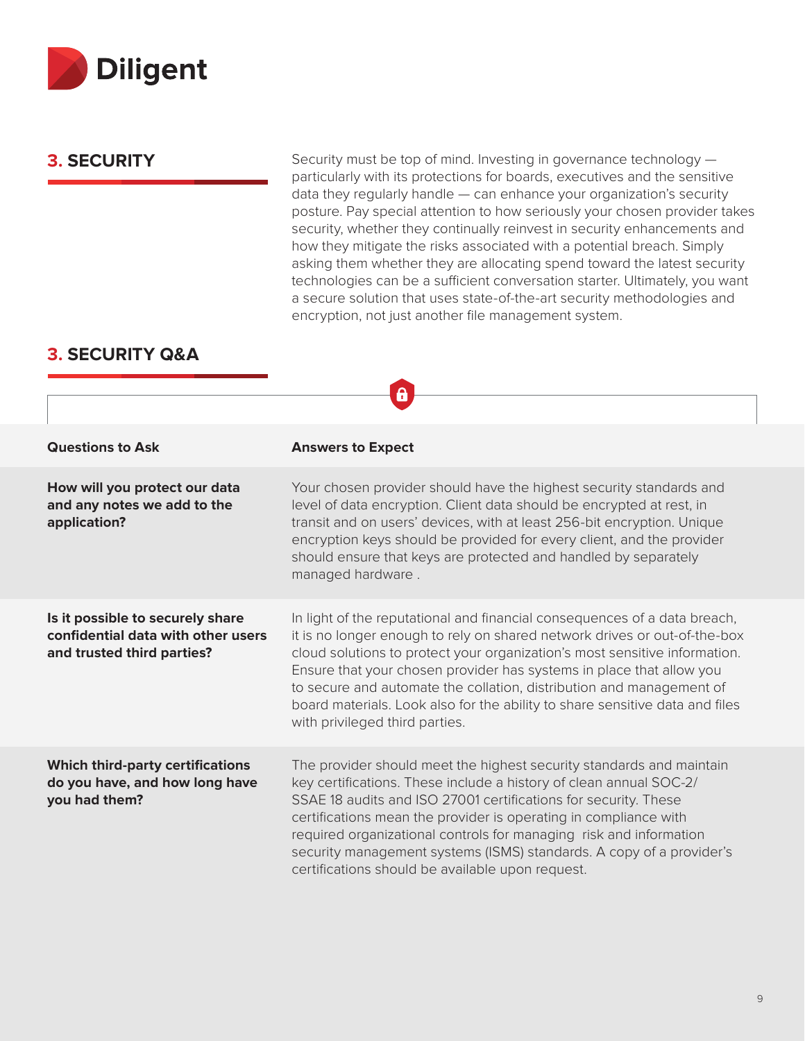## 3. SECURITY

Security must be top of mind. Investing in governance technology — particularly with its protections for boards, executives and the sensitive data they regularly handle — can enhance your organization's security posture. Pay special attention to how seriously your chosen provider takes security, whether they continually reinvest in security enhancements and how they mitigate the risks associated with a potential breach. Simply asking them whether they are allocating spend toward the latest security technologies can be a sufficient conversation starter. Ultimately, you want a secure solution that uses state-of-the-art security methodologies and encryption, not just another file management system.

## 3. SECURITY Q&A

| Questions to Ask | Answers to Expect |
|---|---|
| **How will you protect our data and any notes we add to the application?** | Your chosen provider should have the highest security standards and level of data encryption. Client data should be encrypted at rest, in transit and on users' devices, with at least 256-bit encryption. Unique encryption keys should be provided for every client, and the provider should ensure that keys are protected and handled by separately managed hardware . |
| **Is it possible to securely share confidential data with other users and trusted third parties?** | In light of the reputational and financial consequences of a data breach, it is no longer enough to rely on shared network drives or out-of-the-box cloud solutions to protect your organization's most sensitive information. Ensure that your chosen provider has systems in place that allow you to secure and automate the collation, distribution and management of board materials. Look also for the ability to share sensitive data and files with privileged third parties. |
| **Which third-party certifications do you have, and how long have you had them?** | The provider should meet the highest security standards and maintain key certifications. These include a history of clean annual SOC-2/ SSAE 18 audits and ISO 27001 certifications for security. These certifications mean the provider is operating in compliance with required organizational controls for managing risk and information security management systems (ISMS) standards. A copy of a provider's certifications should be available upon request. |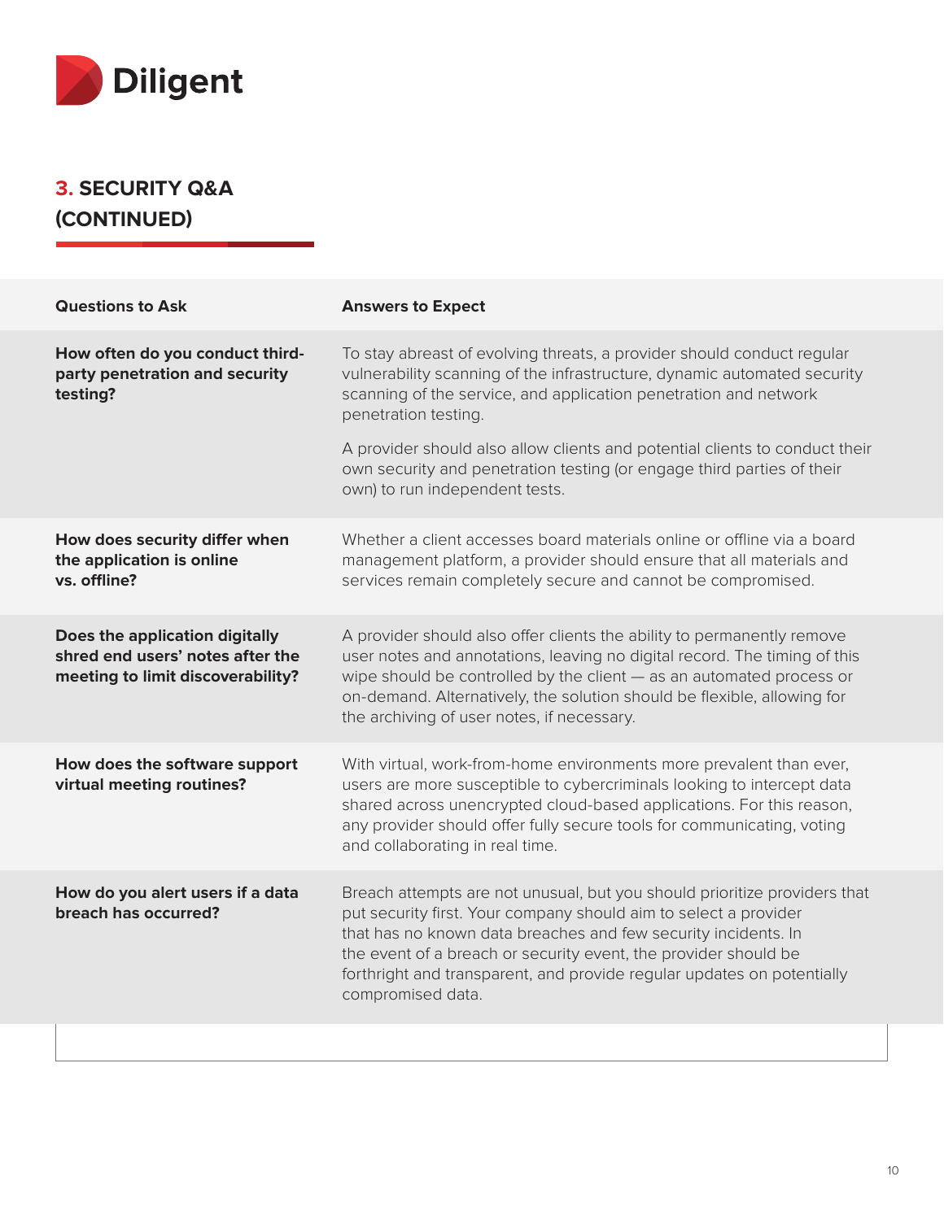## 3. SECURITY Q&A (CONTINUED)

| Questions to Ask | Answers to Expect |
|---|---|
| **How often do you conduct third-party penetration and security testing?** | To stay abreast of evolving threats, a provider should conduct regular vulnerability scanning of the infrastructure, dynamic automated security scanning of the service, and application penetration and network penetration testing.<br><br>A provider should also allow clients and potential clients to conduct their own security and penetration testing (or engage third parties of their own) to run independent tests. |
| **How does security differ when the application is online vs. offline?** | Whether a client accesses board materials online or offline via a board management platform, a provider should ensure that all materials and services remain completely secure and cannot be compromised. |
| **Does the application digitally shred end users' notes after the meeting to limit discoverability?** | A provider should also offer clients the ability to permanently remove user notes and annotations, leaving no digital record. The timing of this wipe should be controlled by the client — as an automated process or on-demand. Alternatively, the solution should be flexible, allowing for the archiving of user notes, if necessary. |
| **How does the software support virtual meeting routines?** | With virtual, work-from-home environments more prevalent than ever, users are more susceptible to cybercriminals looking to intercept data shared across unencrypted cloud-based applications. For this reason, any provider should offer fully secure tools for communicating, voting and collaborating in real time. |
| **How do you alert users if a data breach has occurred?** | Breach attempts are not unusual, but you should prioritize providers that put security first. Your company should aim to select a provider that has no known data breaches and few security incidents. In the event of a breach or security event, the provider should be forthright and transparent, and provide regular updates on potentially compromised data. |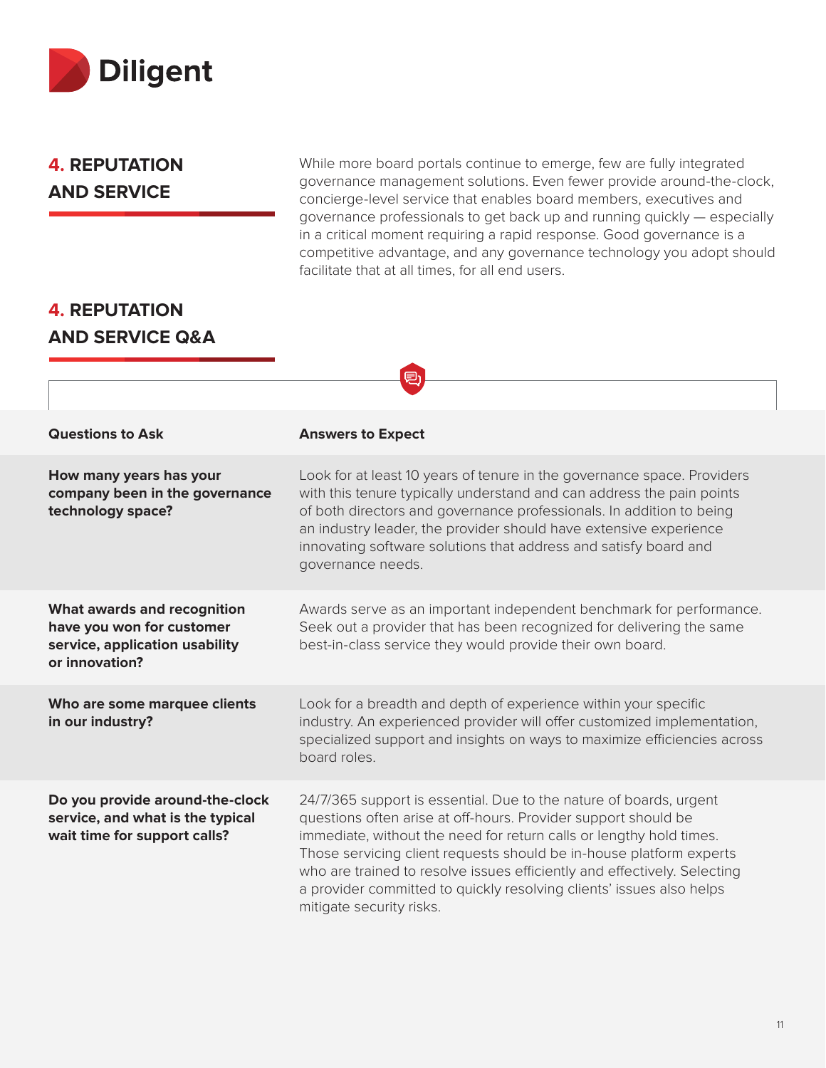Diligent

## 4. REPUTATION AND SERVICE

While more board portals continue to emerge, few are fully integrated governance management solutions. Even fewer provide around-the-clock, concierge-level service that enables board members, executives and governance professionals to get back up and running quickly — especially in a critical moment requiring a rapid response. Good governance is a competitive advantage, and any governance technology you adopt should facilitate that at all times, for all end users.

## 4. REPUTATION AND SERVICE Q&A

| Questions to Ask | Answers to Expect |
| --- | --- |
| **How many years has your company been in the governance technology space?** | Look for at least 10 years of tenure in the governance space. Providers with this tenure typically understand and can address the pain points of both directors and governance professionals. In addition to being an industry leader, the provider should have extensive experience innovating software solutions that address and satisfy board and governance needs. |
| **What awards and recognition have you won for customer service, application usability or innovation?** | Awards serve as an important independent benchmark for performance. Seek out a provider that has been recognized for delivering the same best-in-class service they would provide their own board. |
| **Who are some marquee clients in our industry?** | Look for a breadth and depth of experience within your specific industry. An experienced provider will offer customized implementation, specialized support and insights on ways to maximize efficiencies across board roles. |
| **Do you provide around-the-clock service, and what is the typical wait time for support calls?** | 24/7/365 support is essential. Due to the nature of boards, urgent questions often arise at off-hours. Provider support should be immediate, without the need for return calls or lengthy hold times. Those servicing client requests should be in-house platform experts who are trained to resolve issues efficiently and effectively. Selecting a provider committed to quickly resolving clients' issues also helps mitigate security risks. |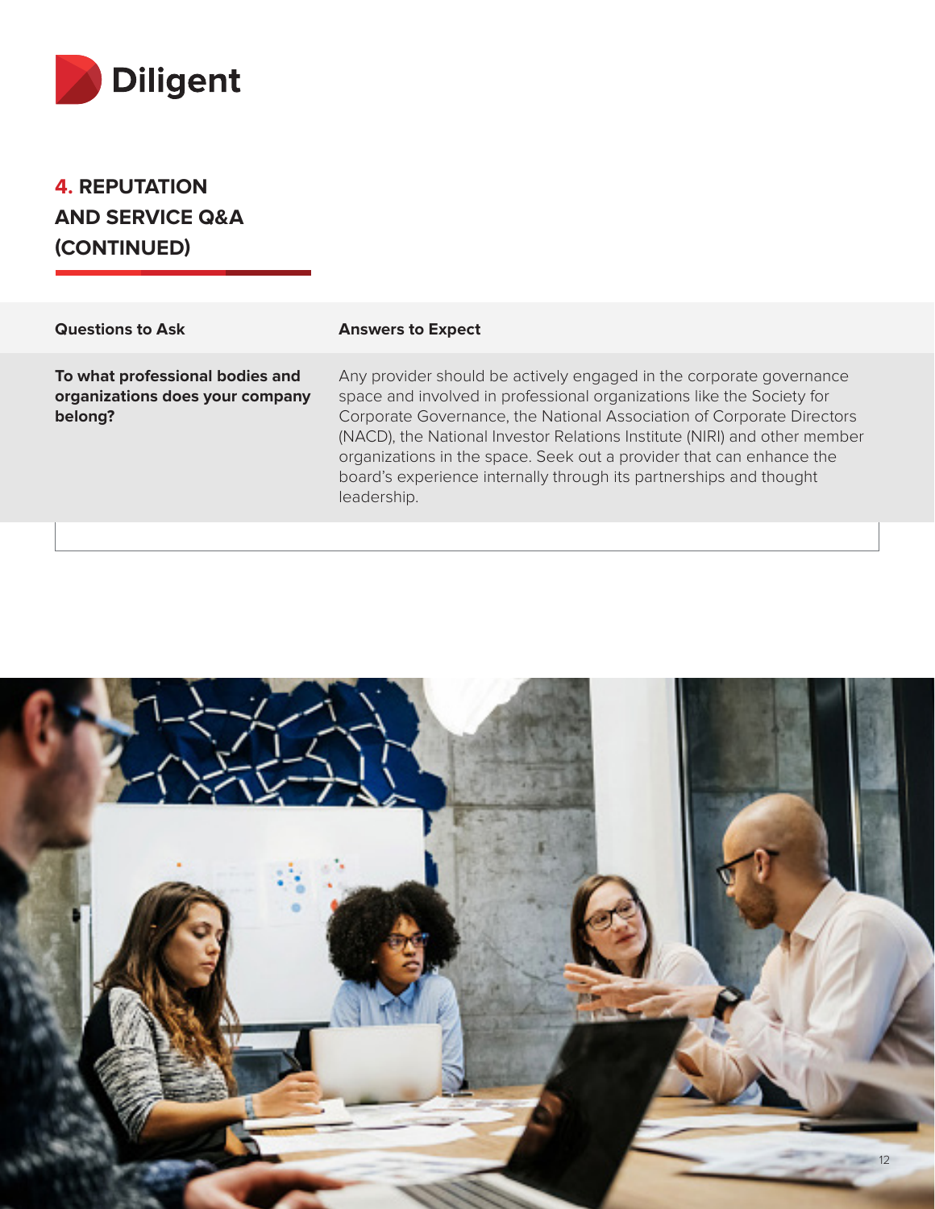## 4. REPUTATION AND SERVICE Q&A (CONTINUED)

| Questions to Ask | Answers to Expect |
| --- | --- |
| **To what professional bodies and organizations does your company belong?** | Any provider should be actively engaged in the corporate governance space and involved in professional organizations like the Society for Corporate Governance, the National Association of Corporate Directors (NACD), the National Investor Relations Institute (NIRI) and other member organizations in the space. Seek out a provider that can enhance the board's experience internally through its partnerships and thought leadership. |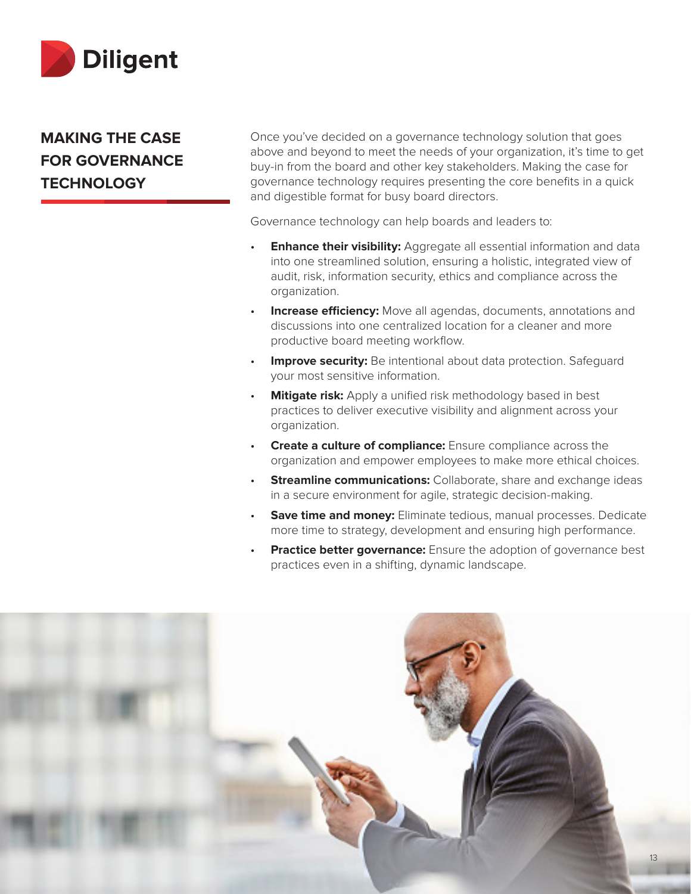## MAKING THE CASE FOR GOVERNANCE TECHNOLOGY

Once you've decided on a governance technology solution that goes above and beyond to meet the needs of your organization, it's time to get buy-in from the board and other key stakeholders. Making the case for governance technology requires presenting the core benefits in a quick and digestible format for busy board directors.

Governance technology can help boards and leaders to:

- **Enhance their visibility:** Aggregate all essential information and data into one streamlined solution, ensuring a holistic, integrated view of audit, risk, information security, ethics and compliance across the organization.
- **Increase efficiency:** Move all agendas, documents, annotations and discussions into one centralized location for a cleaner and more productive board meeting workflow.
- **Improve security:** Be intentional about data protection. Safeguard your most sensitive information.
- **Mitigate risk:** Apply a unified risk methodology based in best practices to deliver executive visibility and alignment across your organization.
- **Create a culture of compliance:** Ensure compliance across the organization and empower employees to make more ethical choices.
- **Streamline communications:** Collaborate, share and exchange ideas in a secure environment for agile, strategic decision-making.
- **Save time and money:** Eliminate tedious, manual processes. Dedicate more time to strategy, development and ensuring high performance.
- **Practice better governance:** Ensure the adoption of governance best practices even in a shifting, dynamic landscape.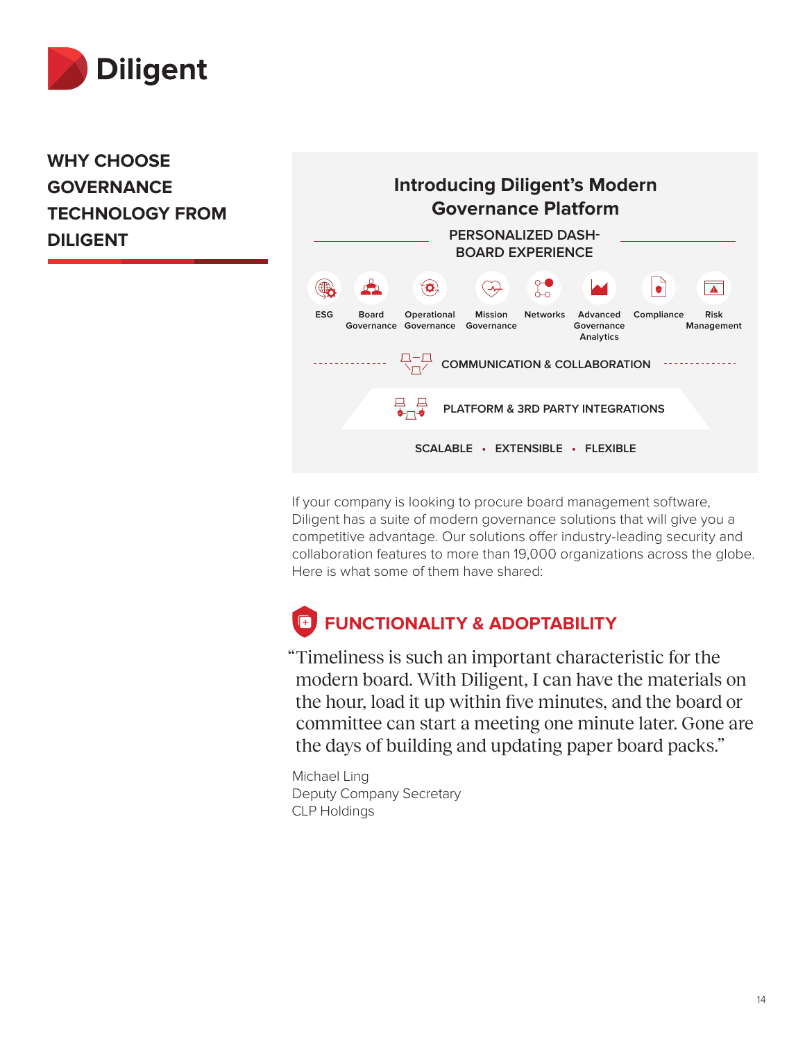# WHY CHOOSE GOVERNANCE TECHNOLOGY FROM DILIGENT

## Introducing Diligent's Modern Governance Platform

PERSONALIZED DASHBOARD EXPERIENCE

ESG | Board Governance | Operational Governance | Mission Governance | Networks | Advanced Governance Analytics | Compliance | Risk Management

COMMUNICATION & COLLABORATION

PLATFORM & 3RD PARTY INTEGRATIONS

SCALABLE • EXTENSIBLE • FLEXIBLE

If your company is looking to procure board management software, Diligent has a suite of modern governance solutions that will give you a competitive advantage. Our solutions offer industry-leading security and collaboration features to more than 19,000 organizations across the globe. Here is what some of them have shared:

## FUNCTIONALITY & ADOPTABILITY

"Timeliness is such an important characteristic for the modern board. With Diligent, I can have the materials on the hour, load it up within five minutes, and the board or committee can start a meeting one minute later. Gone are the days of building and updating paper board packs."

Michael Ling
Deputy Company Secretary
CLP Holdings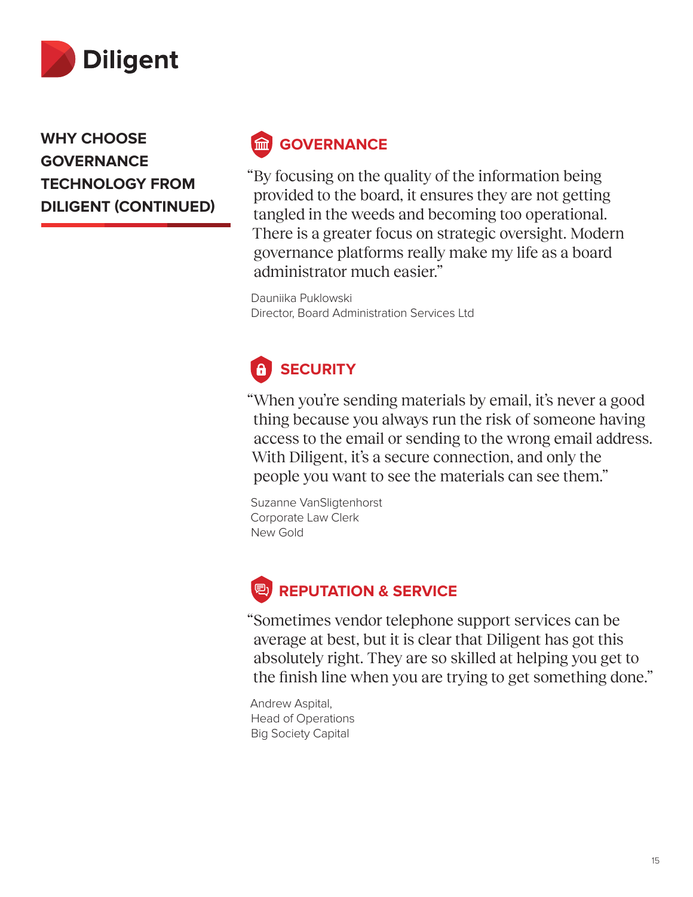Diligent

## WHY CHOOSE GOVERNANCE TECHNOLOGY FROM DILIGENT (CONTINUED)

### GOVERNANCE

"By focusing on the quality of the information being provided to the board, it ensures they are not getting tangled in the weeds and becoming too operational. There is a greater focus on strategic oversight. Modern governance platforms really make my life as a board administrator much easier."

Dauniika Puklowski
Director, Board Administration Services Ltd

### SECURITY

"When you're sending materials by email, it's never a good thing because you always run the risk of someone having access to the email or sending to the wrong email address. With Diligent, it's a secure connection, and only the people you want to see the materials can see them."

Suzanne VanSligtenhorst
Corporate Law Clerk
New Gold

### REPUTATION & SERVICE

"Sometimes vendor telephone support services can be average at best, but it is clear that Diligent has got this absolutely right. They are so skilled at helping you get to the finish line when you are trying to get something done."

Andrew Aspital,
Head of Operations
Big Society Capital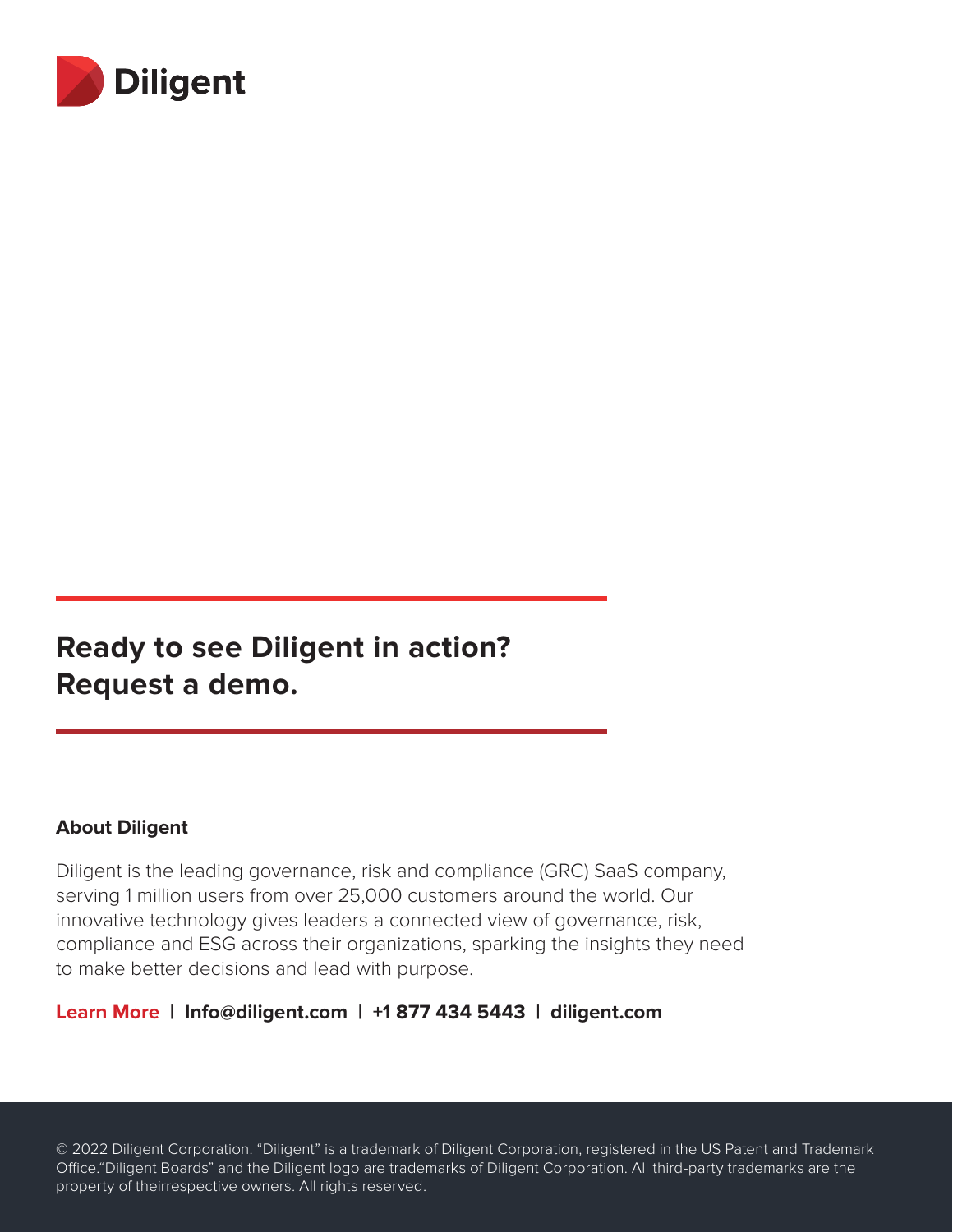Diligent

## Ready to see Diligent in action? Request a demo.

**About Diligent**

Diligent is the leading governance, risk and compliance (GRC) SaaS company, serving 1 million users from over 25,000 customers around the world. Our innovative technology gives leaders a connected view of governance, risk, compliance and ESG across their organizations, sparking the insights they need to make better decisions and lead with purpose.

**Learn More | Info@diligent.com | +1 877 434 5443 | diligent.com**

© 2022 Diligent Corporation. "Diligent" is a trademark of Diligent Corporation, registered in the US Patent and Trademark Office."Diligent Boards" and the Diligent logo are trademarks of Diligent Corporation. All third-party trademarks are the property of theirrespective owners. All rights reserved.